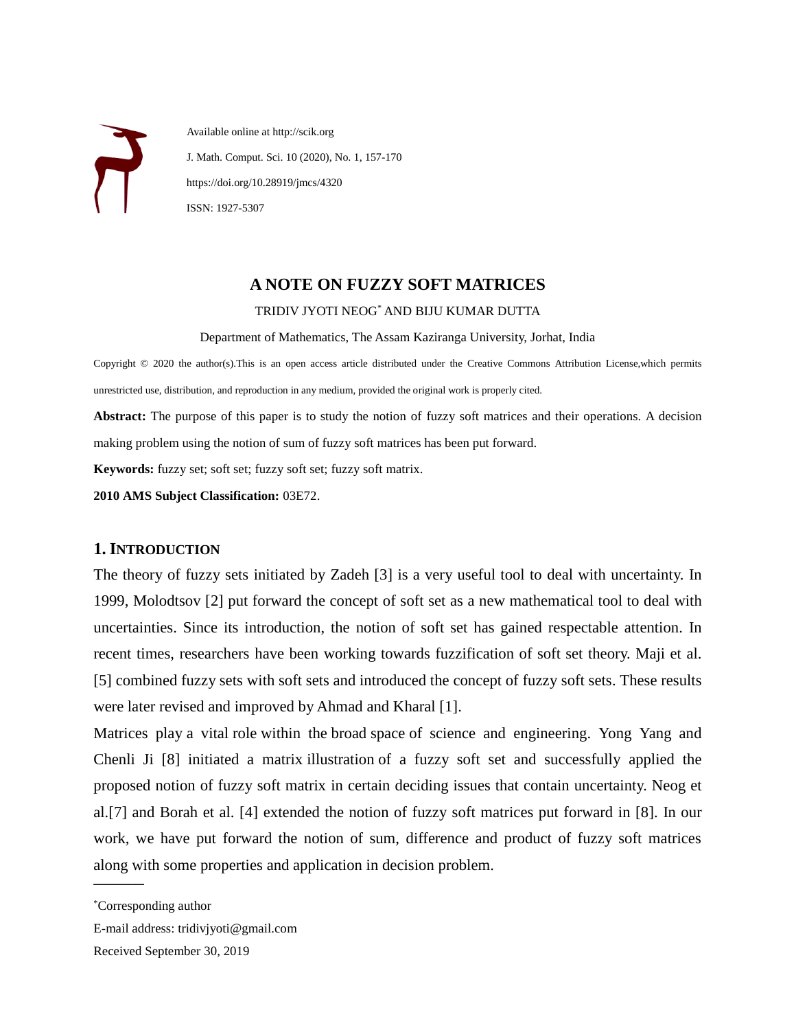Available online at http://scik.org

J. Math. Comput. Sci. 10 (2020), No. 1, 157-170

https://doi.org/10.28919/jmcs/4320

ISSN: 1927-5307

# A NOTE ON FUZZY SOFT MATRICES

TRIDIV JYOTI NEOG* AND BIJU KUMAR DUTTA

Department of Mathematics, The Assam Kaziranga University, Jorhat, India

Copyright © 2020 the author(s).This is an open access article distributed under the Creative Commons Attribution License,which permits unrestricted use, distribution, and reproduction in any medium, provided the original work is properly cited.

**Abstract:** The purpose of this paper is to study the notion of fuzzy soft matrices and their operations. A decision making problem using the notion of sum of fuzzy soft matrices has been put forward.

**Keywords:** fuzzy set; soft set; fuzzy soft set; fuzzy soft matrix.

**2010 AMS Subject Classification:** 03E72.

## 1. INTRODUCTION

The theory of fuzzy sets initiated by Zadeh [3] is a very useful tool to deal with uncertainty. In 1999, Molodtsov [2] put forward the concept of soft set as a new mathematical tool to deal with uncertainties. Since its introduction, the notion of soft set has gained respectable attention. In recent times, researchers have been working towards fuzzification of soft set theory. Maji et al. [5] combined fuzzy sets with soft sets and introduced the concept of fuzzy soft sets. These results were later revised and improved by Ahmad and Kharal [1].

Matrices play a vital role within the broad space of science and engineering. Yong Yang and Chenli Ji [8] initiated a matrix illustration of a fuzzy soft set and successfully applied the proposed notion of fuzzy soft matrix in certain deciding issues that contain uncertainty. Neog et al.[7] and Borah et al. [4] extended the notion of fuzzy soft matrices put forward in [8]. In our work, we have put forward the notion of sum, difference and product of fuzzy soft matrices along with some properties and application in decision problem.

---

*Corresponding author

E-mail address: tridivjyoti@gmail.com

Received September 30, 2019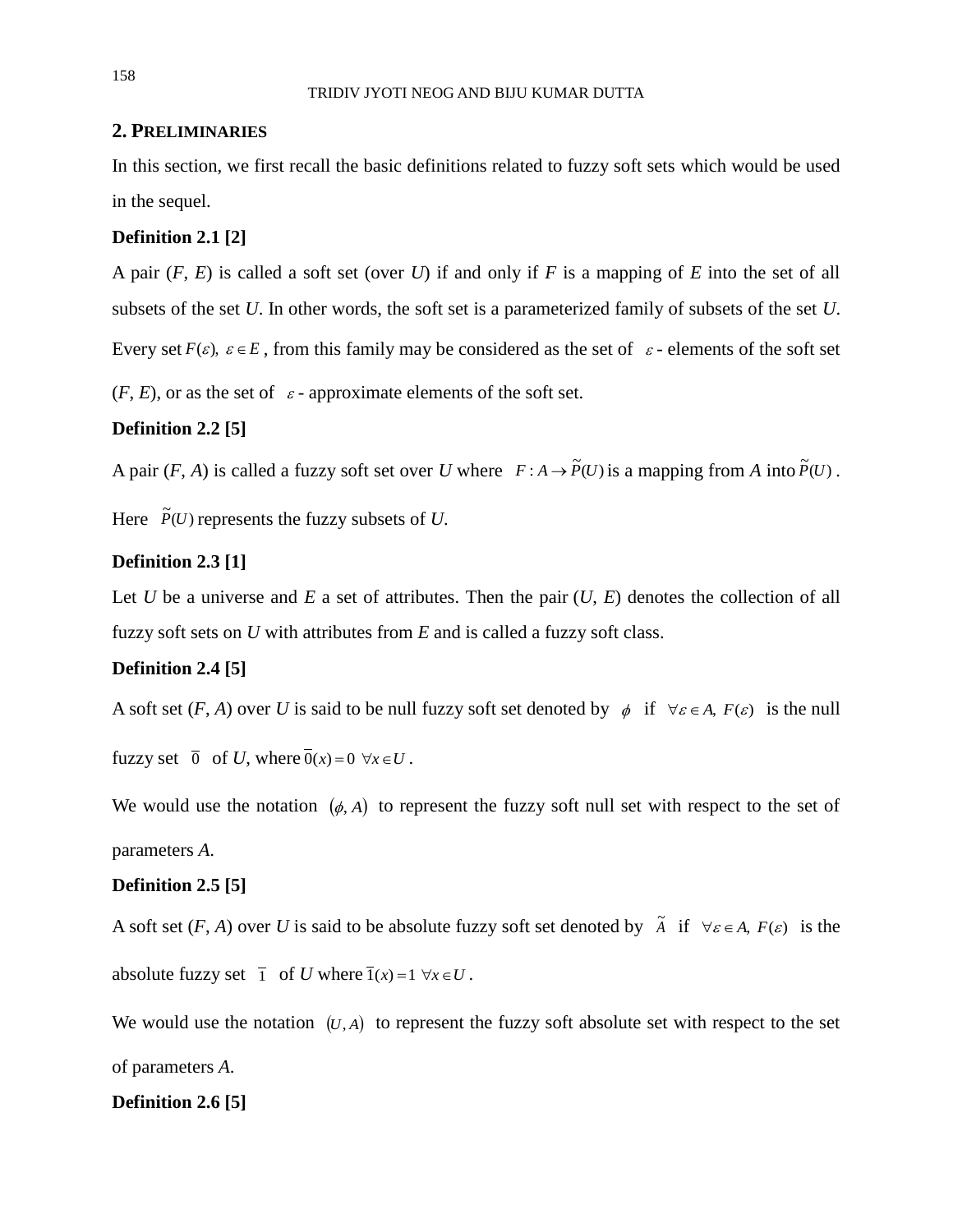## 2. Preliminaries

In this section, we first recall the basic definitions related to fuzzy soft sets which would be used in the sequel.

**Definition 2.1 [2]**

A pair (*F*, *E*) is called a soft set (over *U*) if and only if *F* is a mapping of *E* into the set of all subsets of the set *U*. In other words, the soft set is a parameterized family of subsets of the set *U*. Every set $F(\varepsilon),\ \varepsilon \in E$, from this family may be considered as the set of $\varepsilon$ - elements of the soft set (*F*, *E*), or as the set of $\varepsilon$ - approximate elements of the soft set.

**Definition 2.2 [5]**

A pair (*F*, *A*) is called a fuzzy soft set over *U* where $F : A \to \tilde{P}(U)$ is a mapping from *A* into $\tilde{P}(U)$. Here $\tilde{P}(U)$ represents the fuzzy subsets of *U*.

**Definition 2.3 [1]**

Let *U* be a universe and *E* a set of attributes. Then the pair (*U*, *E*) denotes the collection of all fuzzy soft sets on *U* with attributes from *E* and is called a fuzzy soft class.

**Definition 2.4 [5]**

A soft set (*F*, *A*) over *U* is said to be null fuzzy soft set denoted by $\phi$ if $\forall \varepsilon \in A,\ F(\varepsilon)$ is the null fuzzy set $\overline{0}$ of *U*, where $\overline{0}(x) = 0\ \forall x \in U$.

We would use the notation $(\phi, A)$ to represent the fuzzy soft null set with respect to the set of parameters *A*.

**Definition 2.5 [5]**

A soft set (*F*, *A*) over *U* is said to be absolute fuzzy soft set denoted by $\tilde{A}$ if $\forall \varepsilon \in A,\ F(\varepsilon)$ is the absolute fuzzy set $\overline{1}$ of *U* where $\overline{1}(x) = 1\ \forall x \in U$.

We would use the notation $(U, A)$ to represent the fuzzy soft absolute set with respect to the set of parameters *A*.

**Definition 2.6 [5]**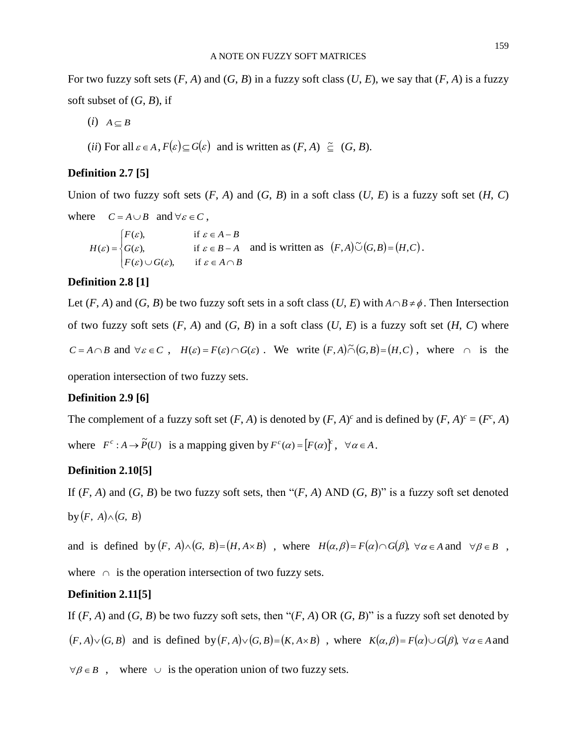For two fuzzy soft sets ($F$, $A$) and ($G$, $B$) in a fuzzy soft class ($U$, $E$), we say that ($F$, $A$) is a fuzzy soft subset of ($G$, $B$), if

($i$) $A \subseteq B$

($ii$) For all $\varepsilon \in A$, $F(\varepsilon) \subseteq G(\varepsilon)$ and is written as ($F$, $A$) $\tilde{\subseteq}$ ($G$, $B$).

**Definition 2.7 [5]**

Union of two fuzzy soft sets ($F$, $A$) and ($G$, $B$) in a soft class ($U$, $E$) is a fuzzy soft set ($H$, $C$) where $C = A \cup B$ and $\forall \varepsilon \in C$,

$$H(\varepsilon) = \begin{cases} F(\varepsilon), & \text{if } \varepsilon \in A - B \\ G(\varepsilon), & \text{if } \varepsilon \in B - A \\ F(\varepsilon) \cup G(\varepsilon), & \text{if } \varepsilon \in A \cap B \end{cases}$$ and is written as $(F,A) \tilde{\cup} (G,B) = (H,C)$.

**Definition 2.8 [1]**

Let ($F$, $A$) and ($G$, $B$) be two fuzzy soft sets in a soft class ($U$, $E$) with $A \cap B \neq \phi$. Then Intersection of two fuzzy soft sets ($F$, $A$) and ($G$, $B$) in a soft class ($U$, $E$) is a fuzzy soft set ($H$, $C$) where $C = A \cap B$ and $\forall \varepsilon \in C$, $H(\varepsilon) = F(\varepsilon) \cap G(\varepsilon)$. We write $(F,A) \tilde{\cap} (G,B) = (H,C)$, where $\cap$ is the operation intersection of two fuzzy sets.

**Definition 2.9 [6]**

The complement of a fuzzy soft set ($F$, $A$) is denoted by $(F, A)^c$ and is defined by $(F, A)^c = (F^c, A)$ where $F^c : A \to \tilde{P}(U)$ is a mapping given by $F^c(\alpha) = [F(\alpha)]^c$, $\forall \alpha \in A$.

**Definition 2.10[5]**

If ($F$, $A$) and ($G$, $B$) be two fuzzy soft sets, then "($F$, $A$) AND ($G$, $B$)" is a fuzzy soft set denoted by $(F,\ A) \wedge (G,\ B)$

and is defined by $(F,\ A) \wedge (G,\ B) = (H, A \times B)$, where $H(\alpha, \beta) = F(\alpha) \cap G(\beta)$, $\forall \alpha \in A$ and $\forall \beta \in B$, where $\cap$ is the operation intersection of two fuzzy sets.

**Definition 2.11[5]**

If ($F$, $A$) and ($G$, $B$) be two fuzzy soft sets, then "($F$, $A$) OR ($G$, $B$)" is a fuzzy soft set denoted by $(F,A) \vee (G,B)$ and is defined by $(F,A) \vee (G,B) = (K, A \times B)$, where $K(\alpha, \beta) = F(\alpha) \cup G(\beta)$, $\forall \alpha \in A$ and $\forall \beta \in B$, where $\cup$ is the operation union of two fuzzy sets.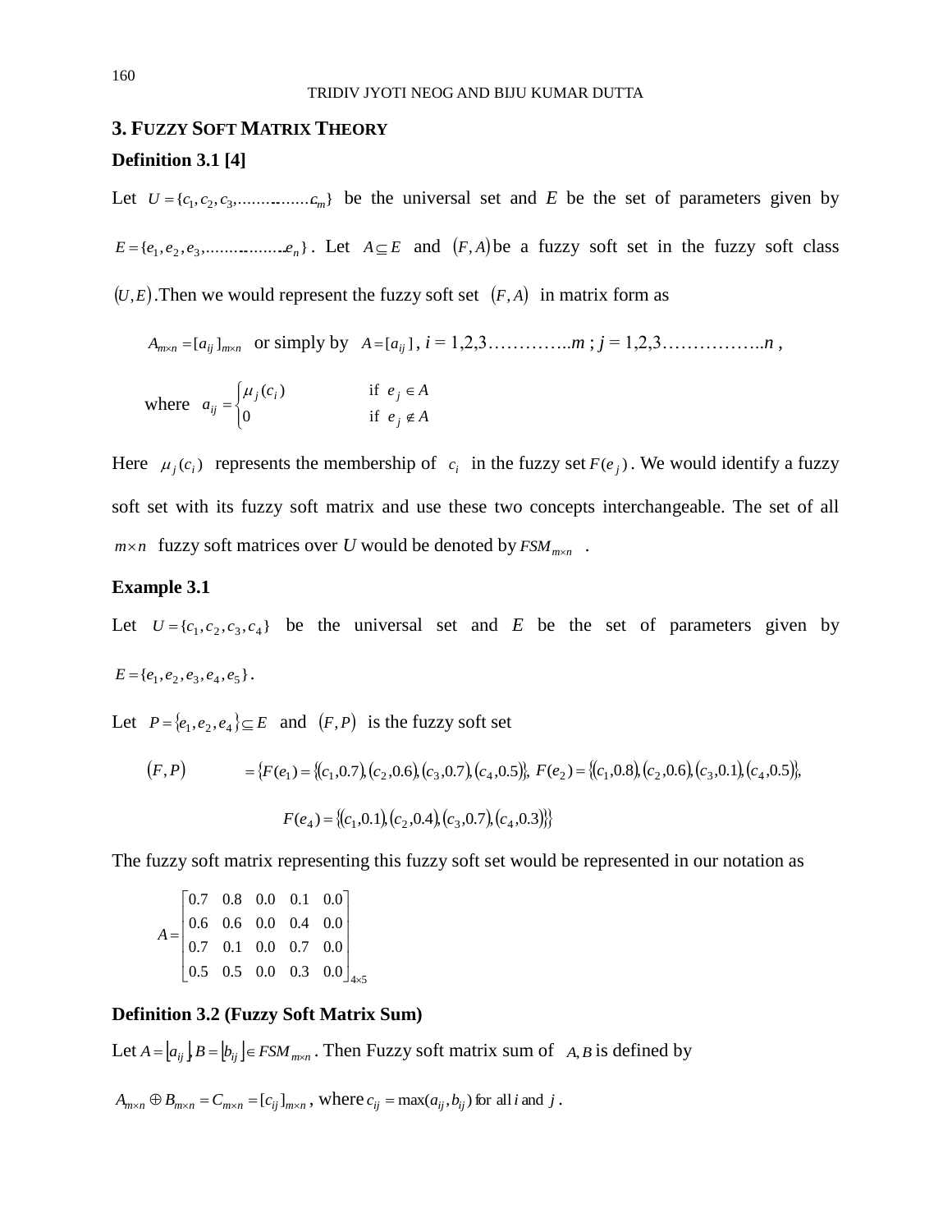## 3. Fuzzy Soft Matrix Theory

**Definition 3.1 [4]**

Let $U = \{c_1, c_2, c_3, ..............c_m\}$ be the universal set and $E$ be the set of parameters given by $E = \{e_1, e_2, e_3, ...............e_n\}$. Let $A \subseteq E$ and $(F, A)$ be a fuzzy soft set in the fuzzy soft class $(U, E)$. Then we would represent the fuzzy soft set $(F, A)$ in matrix form as

$A_{m\times n} = [a_{ij}]_{m\times n}$ or simply by $A = [a_{ij}]$, $i$ = 1,2,3…………..$m$ ; $j$ = 1,2,3……………..$n$ ,

$$\text{where } a_{ij} = \begin{cases} \mu_j(c_i) & \text{if } e_j \in A \\ 0 & \text{if } e_j \notin A \end{cases}$$

Here $\mu_j(c_i)$ represents the membership of $c_i$ in the fuzzy set $F(e_j)$. We would identify a fuzzy soft set with its fuzzy soft matrix and use these two concepts interchangeable. The set of all $m \times n$ fuzzy soft matrices over $U$ would be denoted by $FSM_{m\times n}$ .

**Example 3.1**

Let $U = \{c_1, c_2, c_3, c_4\}$ be the universal set and $E$ be the set of parameters given by $E = \{e_1, e_2, e_3, e_4, e_5\}$.

Let $P = \{e_1, e_2, e_4\} \subseteq E$ and $(F, P)$ is the fuzzy soft set

$$(F, P) = \{F(e_1) = \{(c_1, 0.7), (c_2, 0.6), (c_3, 0.7), (c_4, 0.5)\}, F(e_2) = \{(c_1, 0.8), (c_2, 0.6), (c_3, 0.1), (c_4, 0.5)\},$$
$$F(e_4) = \{(c_1, 0.1), (c_2, 0.4), (c_3, 0.7), (c_4, 0.3)\}\}$$

The fuzzy soft matrix representing this fuzzy soft set would be represented in our notation as

$$A = \begin{bmatrix} 0.7 & 0.8 & 0.0 & 0.1 & 0.0 \\ 0.6 & 0.6 & 0.0 & 0.4 & 0.0 \\ 0.7 & 0.1 & 0.0 & 0.7 & 0.0 \\ 0.5 & 0.5 & 0.0 & 0.3 & 0.0 \end{bmatrix}_{4\times 5}$$

**Definition 3.2 (Fuzzy Soft Matrix Sum)**

Let $A = [a_{ij}], B = [b_{ij}] \in FSM_{m\times n}$. Then Fuzzy soft matrix sum of $A, B$ is defined by

$A_{m\times n} \oplus B_{m\times n} = C_{m\times n} = [c_{ij}]_{m\times n}$, where $c_{ij} = \max(a_{ij}, b_{ij})$ for all $i$ and $j$ .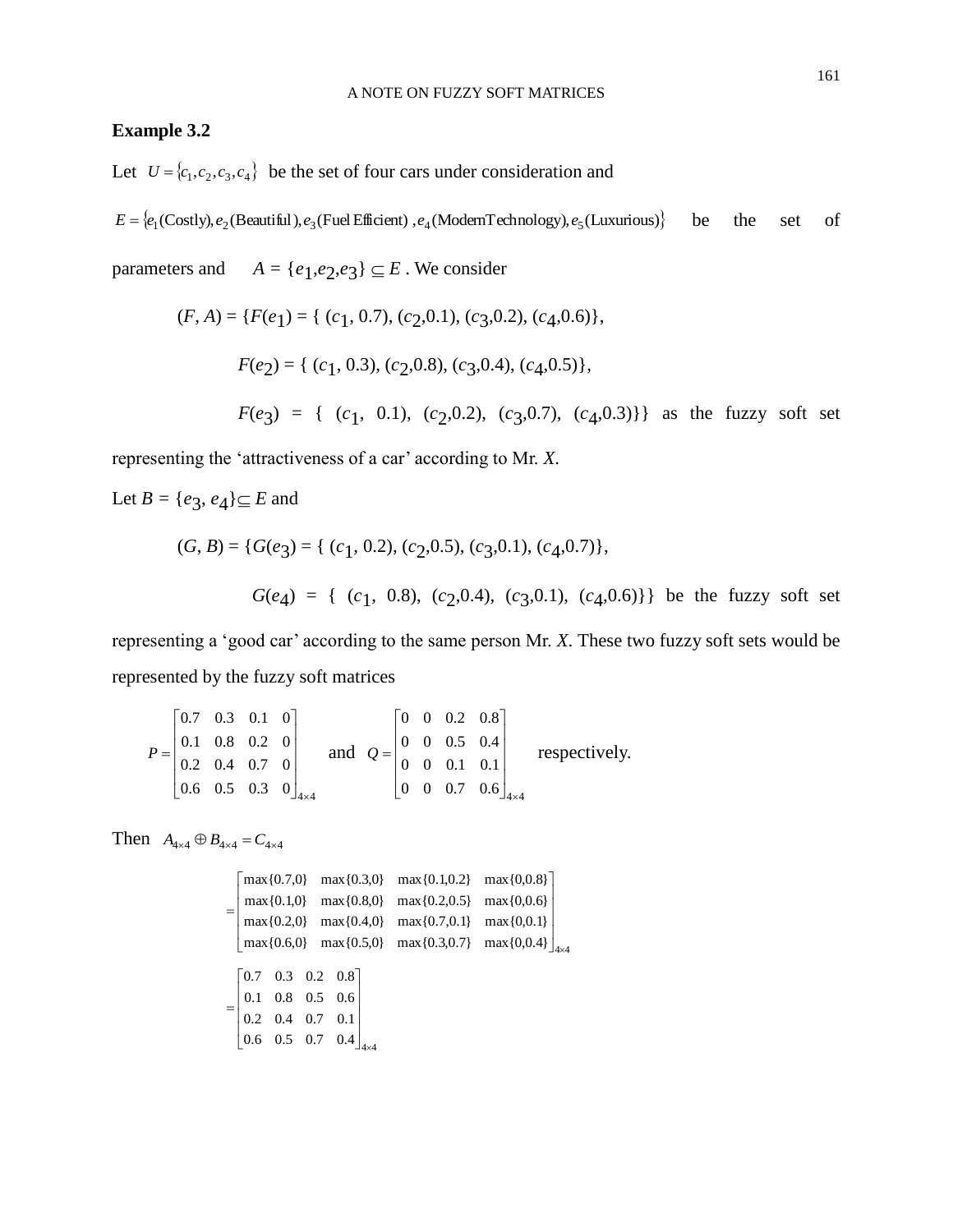**Example 3.2**

Let $U = \{c_1, c_2, c_3, c_4\}$ be the set of four cars under consideration and

$E = \{e_1(\text{Costly}), e_2(\text{Beautiful}), e_3(\text{Fuel Efficient}), e_4(\text{ModernTechnology}), e_5(\text{Luxurious})\}$ be the set of parameters and $A = \{e_1, e_2, e_3\} \subseteq E$. We consider

$(F, A) = \{F(e_1) = \{ (c_1, 0.7), (c_2, 0.1), (c_3, 0.2), (c_4, 0.6)\},$

$F(e_2) = \{ (c_1, 0.3), (c_2, 0.8), (c_3, 0.4), (c_4, 0.5)\},$

$F(e_3) = \{ (c_1, 0.1), (c_2, 0.2), (c_3, 0.7), (c_4, 0.3)\}\}$ as the fuzzy soft set representing the 'attractiveness of a car' according to Mr. *X*.

Let $B = \{e_3, e_4\} \subseteq E$ and

$(G, B) = \{G(e_3) = \{ (c_1, 0.2), (c_2, 0.5), (c_3, 0.1), (c_4, 0.7)\},$

$G(e_4) = \{ (c_1, 0.8), (c_2, 0.4), (c_3, 0.1), (c_4, 0.6)\}\}$ be the fuzzy soft set representing a 'good car' according to the same person Mr. *X*. These two fuzzy soft sets would be represented by the fuzzy soft matrices

$$P = \begin{bmatrix} 0.7 & 0.3 & 0.1 & 0 \\ 0.1 & 0.8 & 0.2 & 0 \\ 0.2 & 0.4 & 0.7 & 0 \\ 0.6 & 0.5 & 0.3 & 0 \end{bmatrix}_{4\times4} \quad \text{and} \quad Q = \begin{bmatrix} 0 & 0 & 0.2 & 0.8 \\ 0 & 0 & 0.5 & 0.4 \\ 0 & 0 & 0.1 & 0.1 \\ 0 & 0 & 0.7 & 0.6 \end{bmatrix}_{4\times4} \quad \text{respectively.}$$

Then $A_{4\times4} \oplus B_{4\times4} = C_{4\times4}$

$$= \begin{bmatrix} \max\{0.7,0\} & \max\{0.3,0\} & \max\{0.1,0.2\} & \max\{0,0.8\} \\ \max\{0.1,0\} & \max\{0.8,0\} & \max\{0.2,0.5\} & \max\{0,0.6\} \\ \max\{0.2,0\} & \max\{0.4,0\} & \max\{0.7,0.1\} & \max\{0,0.1\} \\ \max\{0.6,0\} & \max\{0.5,0\} & \max\{0.3,0.7\} & \max\{0,0.4\} \end{bmatrix}_{4\times4}$$

$$= \begin{bmatrix} 0.7 & 0.3 & 0.2 & 0.8 \\ 0.1 & 0.8 & 0.5 & 0.6 \\ 0.2 & 0.4 & 0.7 & 0.1 \\ 0.6 & 0.5 & 0.7 & 0.4 \end{bmatrix}_{4\times4}$$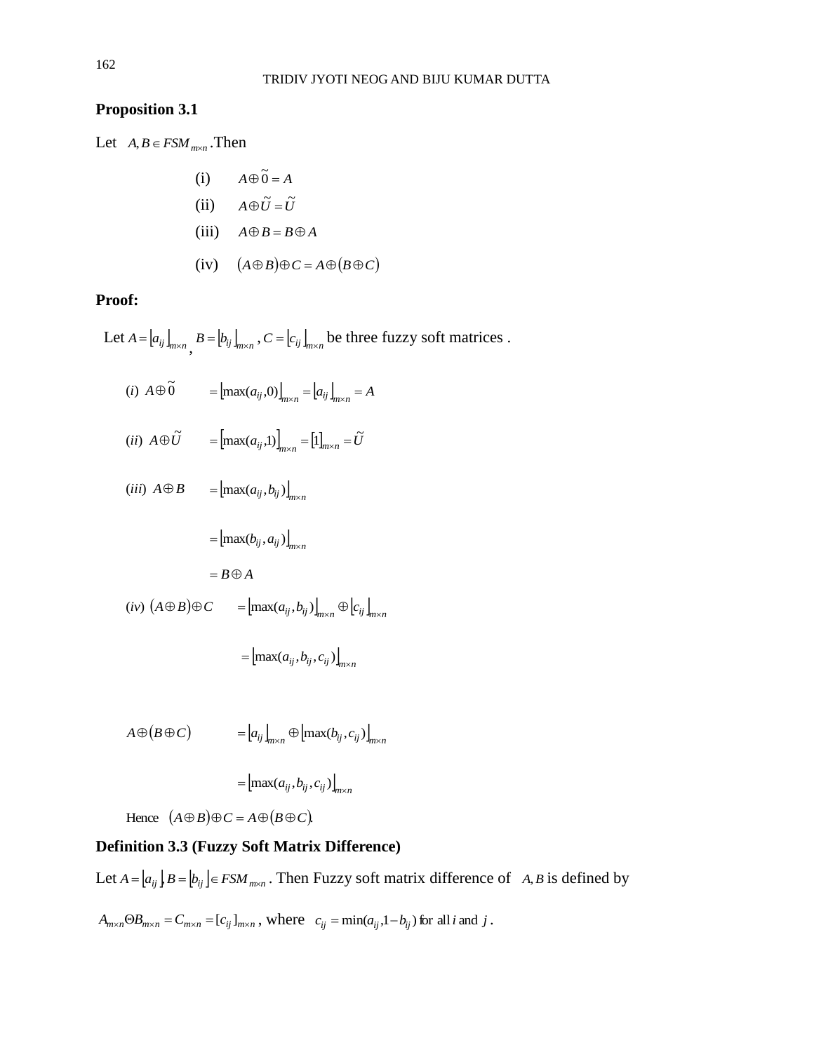**Proposition 3.1**

Let $A, B \in FSM_{m\times n}$ .Then

(i) $A \oplus \tilde{0} = A$

(ii) $A \oplus \tilde{U} = \tilde{U}$

(iii) $A \oplus B = B \oplus A$

(iv) $(A \oplus B) \oplus C = A \oplus (B \oplus C)$

**Proof:**

Let $A = \lfloor a_{ij} \rfloor_{m\times n}$ , $B = \lfloor b_{ij} \rfloor_{m\times n}$ , $C = \lfloor c_{ij} \rfloor_{m\times n}$ be three fuzzy soft matrices .

$$(i)\ A \oplus \tilde{0} = \lfloor \max(a_{ij}, 0) \rfloor_{m\times n} = \lfloor a_{ij} \rfloor_{m\times n} = A$$

$$(ii)\ A \oplus \tilde{U} = \lfloor \max(a_{ij}, 1) \rfloor_{m\times n} = \lfloor 1 \rfloor_{m\times n} = \tilde{U}$$

$$(iii)\ A \oplus B = \lfloor \max(a_{ij}, b_{ij}) \rfloor_{m\times n}$$

$$= \lfloor \max(b_{ij}, a_{ij}) \rfloor_{m\times n}$$

$$= B \oplus A$$

$$(iv)\ (A \oplus B) \oplus C = \lfloor \max(a_{ij}, b_{ij}) \rfloor_{m\times n} \oplus \lfloor c_{ij} \rfloor_{m\times n}$$

$$= \lfloor \max(a_{ij}, b_{ij}, c_{ij}) \rfloor_{m\times n}$$

$$A \oplus (B \oplus C) = \lfloor a_{ij} \rfloor_{m\times n} \oplus \lfloor \max(b_{ij}, c_{ij}) \rfloor_{m\times n}$$

$$= \lfloor \max(a_{ij}, b_{ij}, c_{ij}) \rfloor_{m\times n}$$

Hence $(A \oplus B) \oplus C = A \oplus (B \oplus C)$.

**Definition 3.3 (Fuzzy Soft Matrix Difference)**

Let $A = \lfloor a_{ij} \rfloor, B = \lfloor b_{ij} \rfloor \in FSM_{m\times n}$ . Then Fuzzy soft matrix difference of $A, B$ is defined by

$A_{m\times n} \Theta B_{m\times n} = C_{m\times n} = [c_{ij}]_{m\times n}$ , where $c_{ij} = \min(a_{ij}, 1 - b_{ij})$ for all $i$ and $j$ .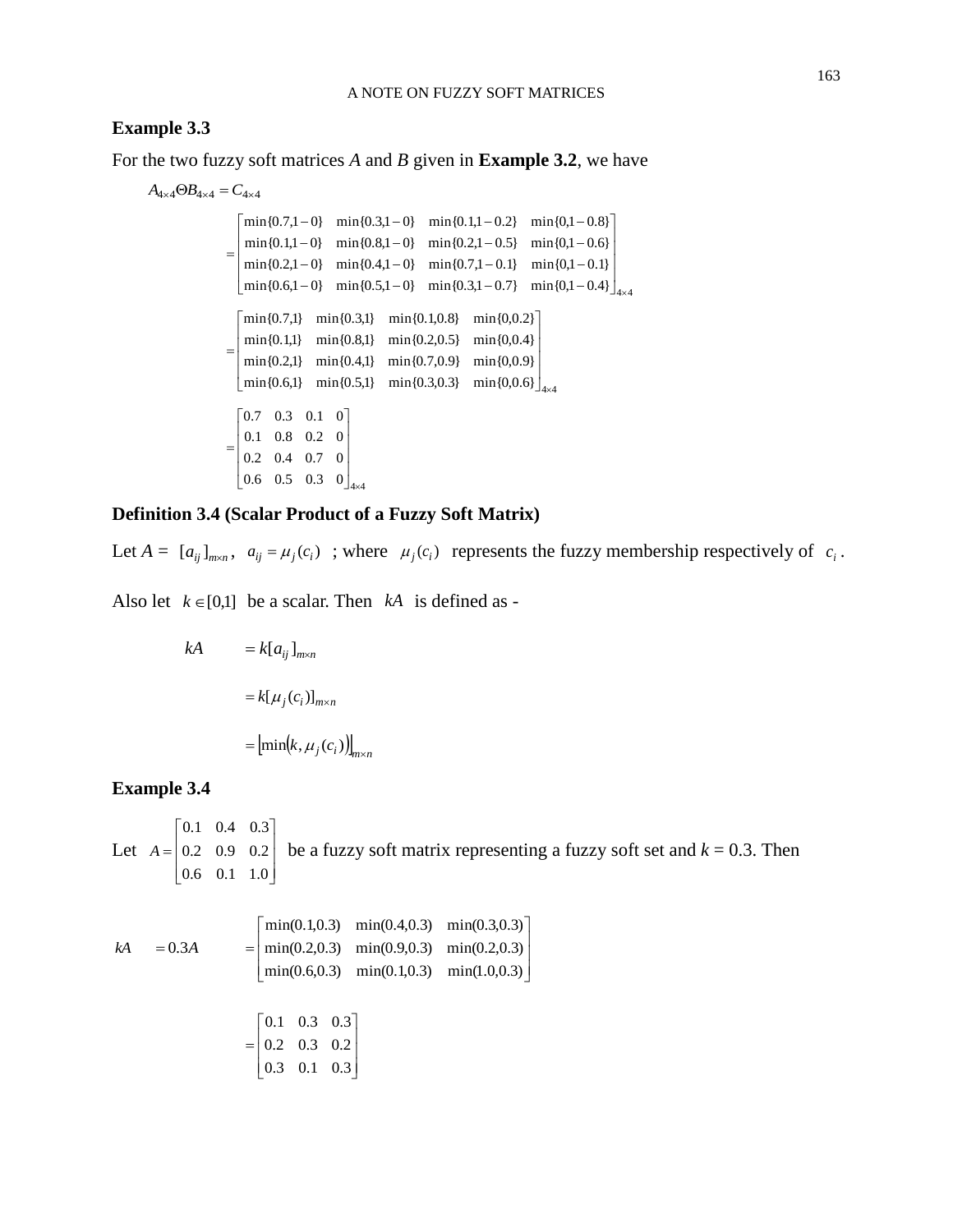**Example 3.3**

For the two fuzzy soft matrices *A* and *B* given in **Example 3.2**, we have

$$A_{4\times4}\Theta B_{4\times4} = C_{4\times4}$$

$$= \begin{bmatrix} \min\{0.7,1-0\} & \min\{0.3,1-0\} & \min\{0.1,1-0.2\} & \min\{0,1-0.8\} \\ \min\{0.1,1-0\} & \min\{0.8,1-0\} & \min\{0.2,1-0.5\} & \min\{0,1-0.6\} \\ \min\{0.2,1-0\} & \min\{0.4,1-0\} & \min\{0.7,1-0.1\} & \min\{0,1-0.1\} \\ \min\{0.6,1-0\} & \min\{0.5,1-0\} & \min\{0.3,1-0.7\} & \min\{0,1-0.4\} \end{bmatrix}_{4\times4}$$

$$= \begin{bmatrix} \min\{0.7,1\} & \min\{0.3,1\} & \min\{0.1,0.8\} & \min\{0,0.2\} \\ \min\{0.1,1\} & \min\{0.8,1\} & \min\{0.2,0.5\} & \min\{0,0.4\} \\ \min\{0.2,1\} & \min\{0.4,1\} & \min\{0.7,0.9\} & \min\{0,0.9\} \\ \min\{0.6,1\} & \min\{0.5,1\} & \min\{0.3,0.3\} & \min\{0,0.6\} \end{bmatrix}_{4\times4}$$

$$= \begin{bmatrix} 0.7 & 0.3 & 0.1 & 0 \\ 0.1 & 0.8 & 0.2 & 0 \\ 0.2 & 0.4 & 0.7 & 0 \\ 0.6 & 0.5 & 0.3 & 0 \end{bmatrix}_{4\times4}$$

**Definition 3.4 (Scalar Product of a Fuzzy Soft Matrix)**

Let *A* = $[a_{ij}]_{m\times n}$, $a_{ij} = \mu_j(c_i)$ ; where $\mu_j(c_i)$ represents the fuzzy membership respectively of $c_i$.

Also let $k \in [0,1]$ be a scalar. Then $kA$ is defined as -

$$\begin{aligned} kA &= k[a_{ij}]_{m\times n} \\ &= k[\mu_j(c_i)]_{m\times n} \\ &= \left[\min\left(k, \mu_j(c_i)\right)\right]_{m\times n} \end{aligned}$$

**Example 3.4**

Let $A = \begin{bmatrix} 0.1 & 0.4 & 0.3 \\ 0.2 & 0.9 & 0.2 \\ 0.6 & 0.1 & 1.0 \end{bmatrix}$ be a fuzzy soft matrix representing a fuzzy soft set and *k* = 0.3. Then

$$kA = 0.3A = \begin{bmatrix} \min(0.1,0.3) & \min(0.4,0.3) & \min(0.3,0.3) \\ \min(0.2,0.3) & \min(0.9,0.3) & \min(0.2,0.3) \\ \min(0.6,0.3) & \min(0.1,0.3) & \min(1.0,0.3) \end{bmatrix}$$

$$= \begin{bmatrix} 0.1 & 0.3 & 0.3 \\ 0.2 & 0.3 & 0.2 \\ 0.3 & 0.1 & 0.3 \end{bmatrix}$$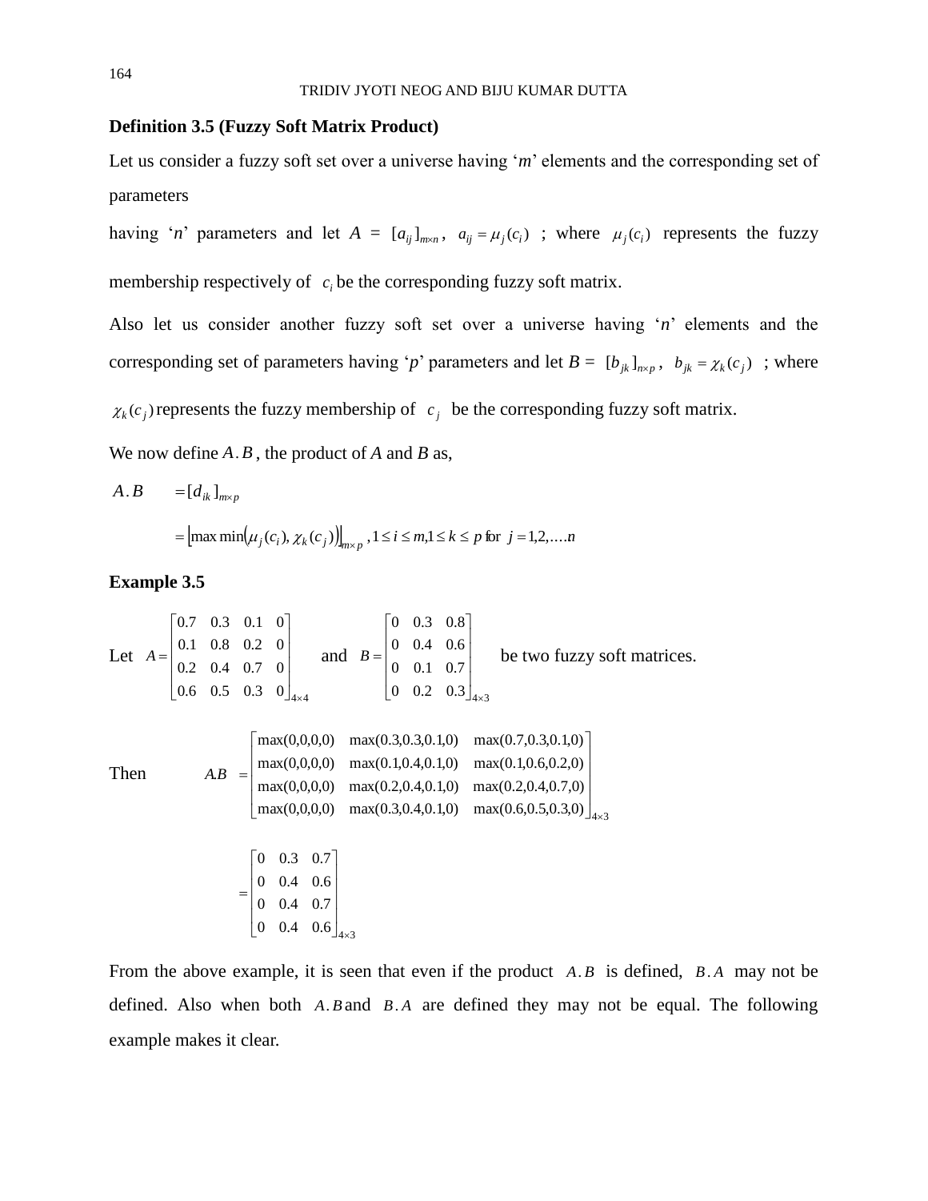**Definition 3.5 (Fuzzy Soft Matrix Product)**

Let us consider a fuzzy soft set over a universe having '$m$' elements and the corresponding set of parameters

having '$n$' parameters and let $A = [a_{ij}]_{m\times n}$, $a_{ij} = \mu_j(c_i)$ ; where $\mu_j(c_i)$ represents the fuzzy membership respectively of $c_i$ be the corresponding fuzzy soft matrix.

Also let us consider another fuzzy soft set over a universe having '$n$' elements and the corresponding set of parameters having '$p$' parameters and let $B = [b_{jk}]_{n\times p}$, $b_{jk} = \chi_k(c_j)$ ; where $\chi_k(c_j)$ represents the fuzzy membership of $c_j$ be the corresponding fuzzy soft matrix.

We now define $A.B$, the product of $A$ and $B$ as,

$$A.B = [d_{ik}]_{m\times p}$$

$$= \left[\max\min\left(\mu_j(c_i), \chi_k(c_j)\right)\right]_{m\times p}, 1 \le i \le m, 1 \le k \le p \text{ for } j = 1,2,\ldots.n$$

**Example 3.5**

Let $A = \begin{bmatrix} 0.7 & 0.3 & 0.1 & 0 \\ 0.1 & 0.8 & 0.2 & 0 \\ 0.2 & 0.4 & 0.7 & 0 \\ 0.6 & 0.5 & 0.3 & 0 \end{bmatrix}_{4\times 4}$ and $B = \begin{bmatrix} 0 & 0.3 & 0.8 \\ 0 & 0.4 & 0.6 \\ 0 & 0.1 & 0.7 \\ 0 & 0.2 & 0.3 \end{bmatrix}_{4\times 3}$ be two fuzzy soft matrices.

Then
$$A.B = \begin{bmatrix} \max(0,0,0,0) & \max(0.3,0.3,0.1,0) & \max(0.7,0.3,0.1,0) \\ \max(0,0,0,0) & \max(0.1,0.4,0.1,0) & \max(0.1,0.6,0.2,0) \\ \max(0,0,0,0) & \max(0.2,0.4,0.1,0) & \max(0.2,0.4,0.7,0) \\ \max(0,0,0,0) & \max(0.3,0.4,0.1,0) & \max(0.6,0.5,0.3,0) \end{bmatrix}_{4\times 3}$$

$$= \begin{bmatrix} 0 & 0.3 & 0.7 \\ 0 & 0.4 & 0.6 \\ 0 & 0.4 & 0.7 \\ 0 & 0.4 & 0.6 \end{bmatrix}_{4\times 3}$$

From the above example, it is seen that even if the product $A.B$ is defined, $B.A$ may not be defined. Also when both $A.B$ and $B.A$ are defined they may not be equal. The following example makes it clear.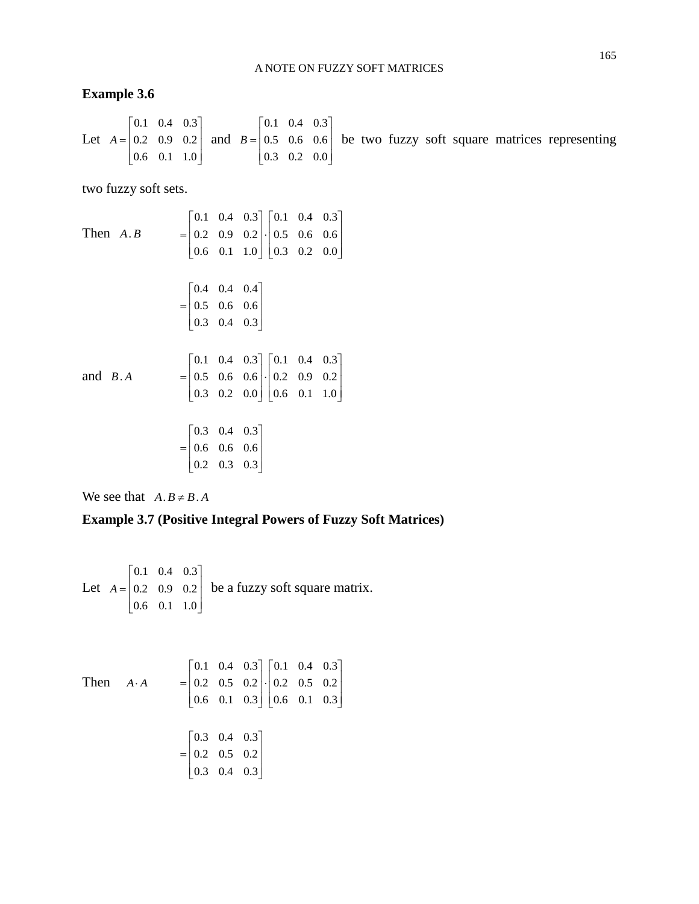**Example 3.6**

Let $A = \begin{bmatrix} 0.1 & 0.4 & 0.3 \\ 0.2 & 0.9 & 0.2 \\ 0.6 & 0.1 & 1.0 \end{bmatrix}$ and $B = \begin{bmatrix} 0.1 & 0.4 & 0.3 \\ 0.5 & 0.6 & 0.6 \\ 0.3 & 0.2 & 0.0 \end{bmatrix}$ be two fuzzy soft square matrices representing two fuzzy soft sets.

Then 
$$A.B = \begin{bmatrix} 0.1 & 0.4 & 0.3 \\ 0.2 & 0.9 & 0.2 \\ 0.6 & 0.1 & 1.0 \end{bmatrix} \cdot \begin{bmatrix} 0.1 & 0.4 & 0.3 \\ 0.5 & 0.6 & 0.6 \\ 0.3 & 0.2 & 0.0 \end{bmatrix}$$

$$= \begin{bmatrix} 0.4 & 0.4 & 0.4 \\ 0.5 & 0.6 & 0.6 \\ 0.3 & 0.4 & 0.3 \end{bmatrix}$$

and 
$$B.A = \begin{bmatrix} 0.1 & 0.4 & 0.3 \\ 0.5 & 0.6 & 0.6 \\ 0.3 & 0.2 & 0.0 \end{bmatrix} \cdot \begin{bmatrix} 0.1 & 0.4 & 0.3 \\ 0.2 & 0.9 & 0.2 \\ 0.6 & 0.1 & 1.0 \end{bmatrix}$$

$$= \begin{bmatrix} 0.3 & 0.4 & 0.3 \\ 0.6 & 0.6 & 0.6 \\ 0.2 & 0.3 & 0.3 \end{bmatrix}$$

We see that $A.B \neq B.A$

**Example 3.7 (Positive Integral Powers of Fuzzy Soft Matrices)**

Let $A = \begin{bmatrix} 0.1 & 0.4 & 0.3 \\ 0.2 & 0.9 & 0.2 \\ 0.6 & 0.1 & 1.0 \end{bmatrix}$ be a fuzzy soft square matrix.

Then 
$$A \cdot A = \begin{bmatrix} 0.1 & 0.4 & 0.3 \\ 0.2 & 0.5 & 0.2 \\ 0.6 & 0.1 & 0.3 \end{bmatrix} \cdot \begin{bmatrix} 0.1 & 0.4 & 0.3 \\ 0.2 & 0.5 & 0.2 \\ 0.6 & 0.1 & 0.3 \end{bmatrix}$$

$$= \begin{bmatrix} 0.3 & 0.4 & 0.3 \\ 0.2 & 0.5 & 0.2 \\ 0.3 & 0.4 & 0.3 \end{bmatrix}$$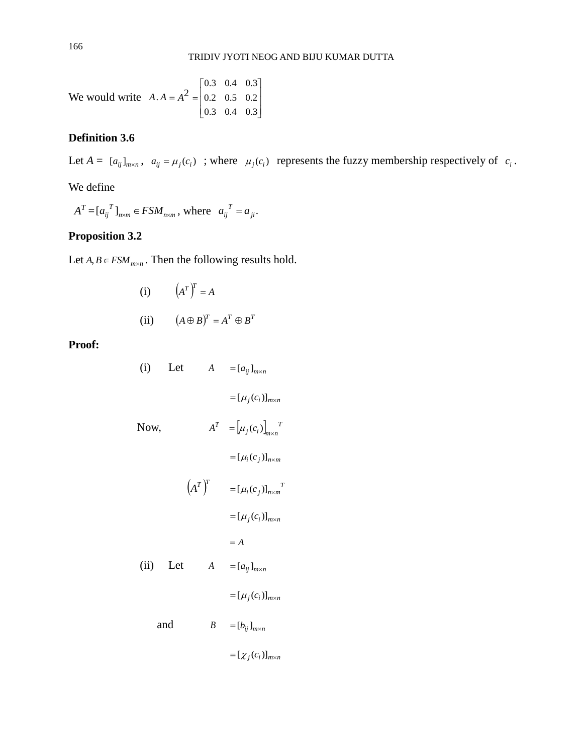We would write $A.A = A^2 = \begin{bmatrix} 0.3 & 0.4 & 0.3 \\ 0.2 & 0.5 & 0.2 \\ 0.3 & 0.4 & 0.3 \end{bmatrix}$

**Definition 3.6**

Let $A = [a_{ij}]_{m\times n}$, $a_{ij} = \mu_j(c_i)$ ; where $\mu_j(c_i)$ represents the fuzzy membership respectively of $c_i$.

We define

$A^T = [a_{ij}{}^T]_{n\times m} \in FSM_{n\times m}$, where $a_{ij}{}^T = a_{ji}$.

**Proposition 3.2**

Let $A, B \in FSM_{m\times n}$. Then the following results hold.

(i) $\left(A^T\right)^T = A$

(ii) $\left(A \oplus B\right)^T = A^T \oplus B^T$

**Proof:**

(i) Let

$$\begin{aligned} A &= [a_{ij}]_{m\times n} \\ &= [\mu_j(c_i)]_{m\times n} \end{aligned}$$

Now,

$$\begin{aligned} A^T &= \left[\mu_j(c_i)\right]_{m\times n}{}^T \\ &= [\mu_i(c_j)]_{n\times m} \\ \left(A^T\right)^T &= [\mu_i(c_j)]_{n\times m}{}^T \\ &= [\mu_j(c_i)]_{m\times n} \\ &= A \end{aligned}$$

(ii) Let

$$\begin{aligned} A &= [a_{ij}]_{m\times n} \\ &= [\mu_j(c_i)]_{m\times n} \end{aligned}$$

and

$$\begin{aligned} B &= [b_{ij}]_{m\times n} \\ &= [\chi_j(c_i)]_{m\times n} \end{aligned}$$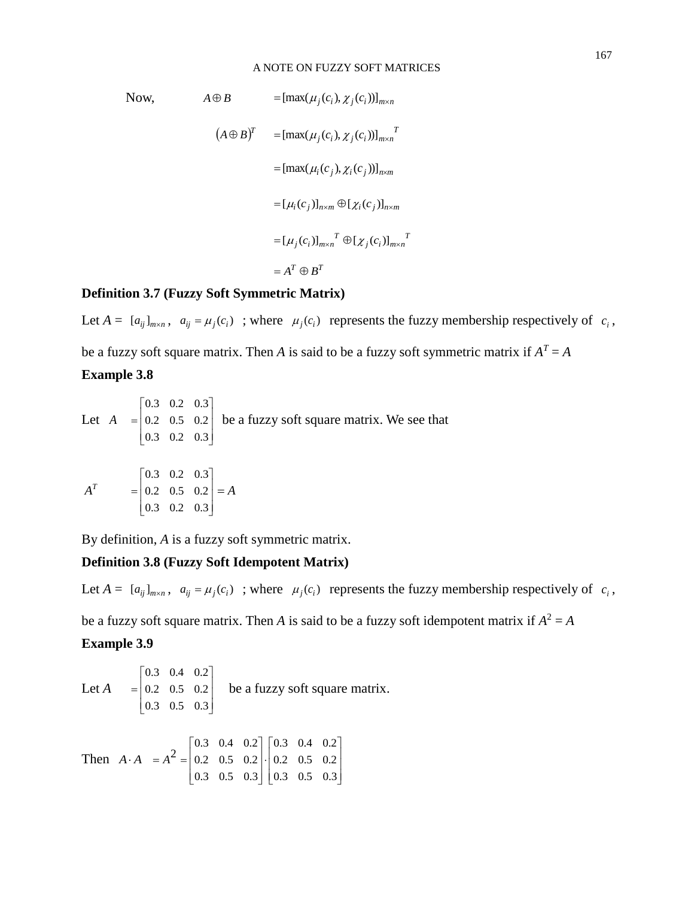Now, $A \oplus B = [\max(\mu_j(c_i), \chi_j(c_i))]_{m\times n}$

$$
\begin{aligned}
(A \oplus B)^T &= [\max(\mu_j(c_i), \chi_j(c_i))]_{m\times n}{}^T \\
&= [\max(\mu_i(c_j), \chi_i(c_j))]_{n\times m} \\
&= [\mu_i(c_j)]_{n\times m} \oplus [\chi_i(c_j)]_{n\times m} \\
&= [\mu_j(c_i)]_{m\times n}{}^T \oplus [\chi_j(c_i)]_{m\times n}{}^T \\
&= A^T \oplus B^T
\end{aligned}
$$

**Definition 3.7 (Fuzzy Soft Symmetric Matrix)**

Let $A = [a_{ij}]_{m\times n}$, $a_{ij} = \mu_j(c_i)$ ; where $\mu_j(c_i)$ represents the fuzzy membership respectively of $c_i$, be a fuzzy soft square matrix. Then $A$ is said to be a fuzzy soft symmetric matrix if $A^T = A$

**Example 3.8**

Let $A = \begin{bmatrix} 0.3 & 0.2 & 0.3 \\ 0.2 & 0.5 & 0.2 \\ 0.3 & 0.2 & 0.3 \end{bmatrix}$ be a fuzzy soft square matrix. We see that

$$A^T = \begin{bmatrix} 0.3 & 0.2 & 0.3 \\ 0.2 & 0.5 & 0.2 \\ 0.3 & 0.2 & 0.3 \end{bmatrix} = A$$

By definition, $A$ is a fuzzy soft symmetric matrix.

**Definition 3.8 (Fuzzy Soft Idempotent Matrix)**

Let $A = [a_{ij}]_{m\times n}$, $a_{ij} = \mu_j(c_i)$ ; where $\mu_j(c_i)$ represents the fuzzy membership respectively of $c_i$, be a fuzzy soft square matrix. Then $A$ is said to be a fuzzy soft idempotent matrix if $A^2 = A$

**Example 3.9**

Let $A = \begin{bmatrix} 0.3 & 0.4 & 0.2 \\ 0.2 & 0.5 & 0.2 \\ 0.3 & 0.5 & 0.3 \end{bmatrix}$ be a fuzzy soft square matrix.

Then $A \cdot A = A^2 = \begin{bmatrix} 0.3 & 0.4 & 0.2 \\ 0.2 & 0.5 & 0.2 \\ 0.3 & 0.5 & 0.3 \end{bmatrix} \cdot \begin{bmatrix} 0.3 & 0.4 & 0.2 \\ 0.2 & 0.5 & 0.2 \\ 0.3 & 0.5 & 0.3 \end{bmatrix}$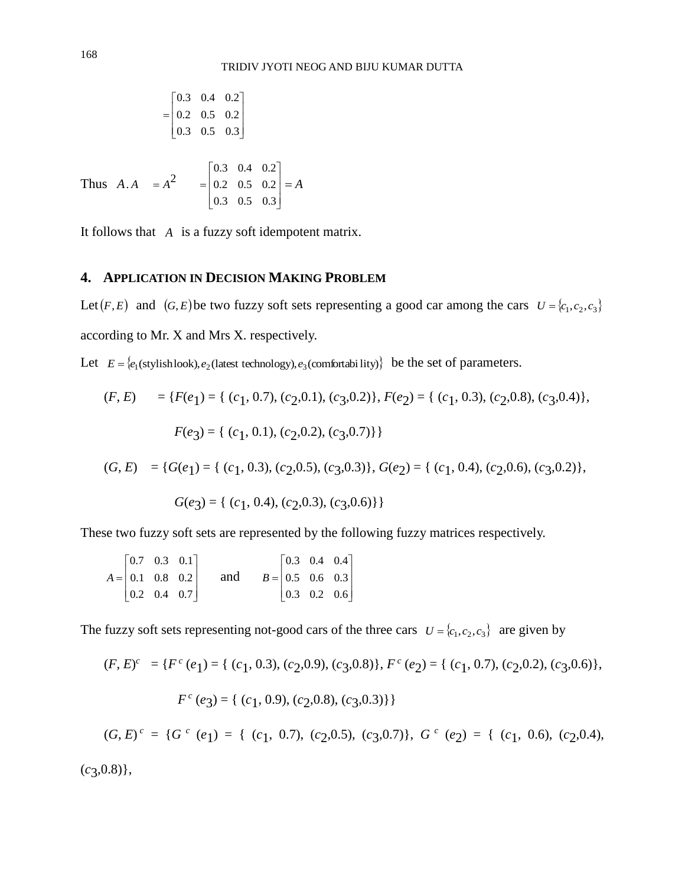$$= \begin{bmatrix} 0.3 & 0.4 & 0.2 \\ 0.2 & 0.5 & 0.2 \\ 0.3 & 0.5 & 0.3 \end{bmatrix}$$

Thus $A.A \quad = A^2 \quad = \begin{bmatrix} 0.3 & 0.4 & 0.2 \\ 0.2 & 0.5 & 0.2 \\ 0.3 & 0.5 & 0.3 \end{bmatrix} = A$

It follows that $A$ is a fuzzy soft idempotent matrix.

## 4. APPLICATION IN DECISION MAKING PROBLEM

Let $(F, E)$ and $(G, E)$ be two fuzzy soft sets representing a good car among the cars $U = \{c_1, c_2, c_3\}$ according to Mr. X and Mrs X. respectively.

Let $E = \{e_1(\text{stylish look}), e_2(\text{latest technology}), e_3(\text{comfortability})\}$ be the set of parameters.

$(F, E) \quad = \{F(e_1) = \{ (c_1, 0.7), (c_2,0.1), (c_3,0.2)\}, F(e_2) = \{ (c_1, 0.3), (c_2,0.8), (c_3,0.4)\},$

$F(e_3) = \{ (c_1, 0.1), (c_2,0.2), (c_3,0.7)\}\}$

$(G, E) \quad = \{G(e_1) = \{ (c_1, 0.3), (c_2,0.5), (c_3,0.3)\}, G(e_2) = \{ (c_1, 0.4), (c_2,0.6), (c_3,0.2)\},$

$G(e_3) = \{ (c_1, 0.4), (c_2,0.3), (c_3,0.6)\}\}$

These two fuzzy soft sets are represented by the following fuzzy matrices respectively.

$$A = \begin{bmatrix} 0.7 & 0.3 & 0.1 \\ 0.1 & 0.8 & 0.2 \\ 0.2 & 0.4 & 0.7 \end{bmatrix} \quad \text{and} \quad B = \begin{bmatrix} 0.3 & 0.4 & 0.4 \\ 0.5 & 0.6 & 0.3 \\ 0.3 & 0.2 & 0.6 \end{bmatrix}$$

The fuzzy soft sets representing not-good cars of the three cars $U = \{c_1, c_2, c_3\}$ are given by

$(F, E)^c \quad = \{F^c(e_1) = \{ (c_1, 0.3), (c_2,0.9), (c_3,0.8)\}, F^c(e_2) = \{ (c_1, 0.7), (c_2,0.2), (c_3,0.6)\},$

$F^c(e_3) = \{ (c_1, 0.9), (c_2,0.8), (c_3,0.3)\}\}$

$(G, E)^c = \{G^c(e_1) = \{ (c_1, 0.7), (c_2,0.5), (c_3,0.7)\}, G^c(e_2) = \{ (c_1, 0.6), (c_2,0.4), (c_3,0.8)\},$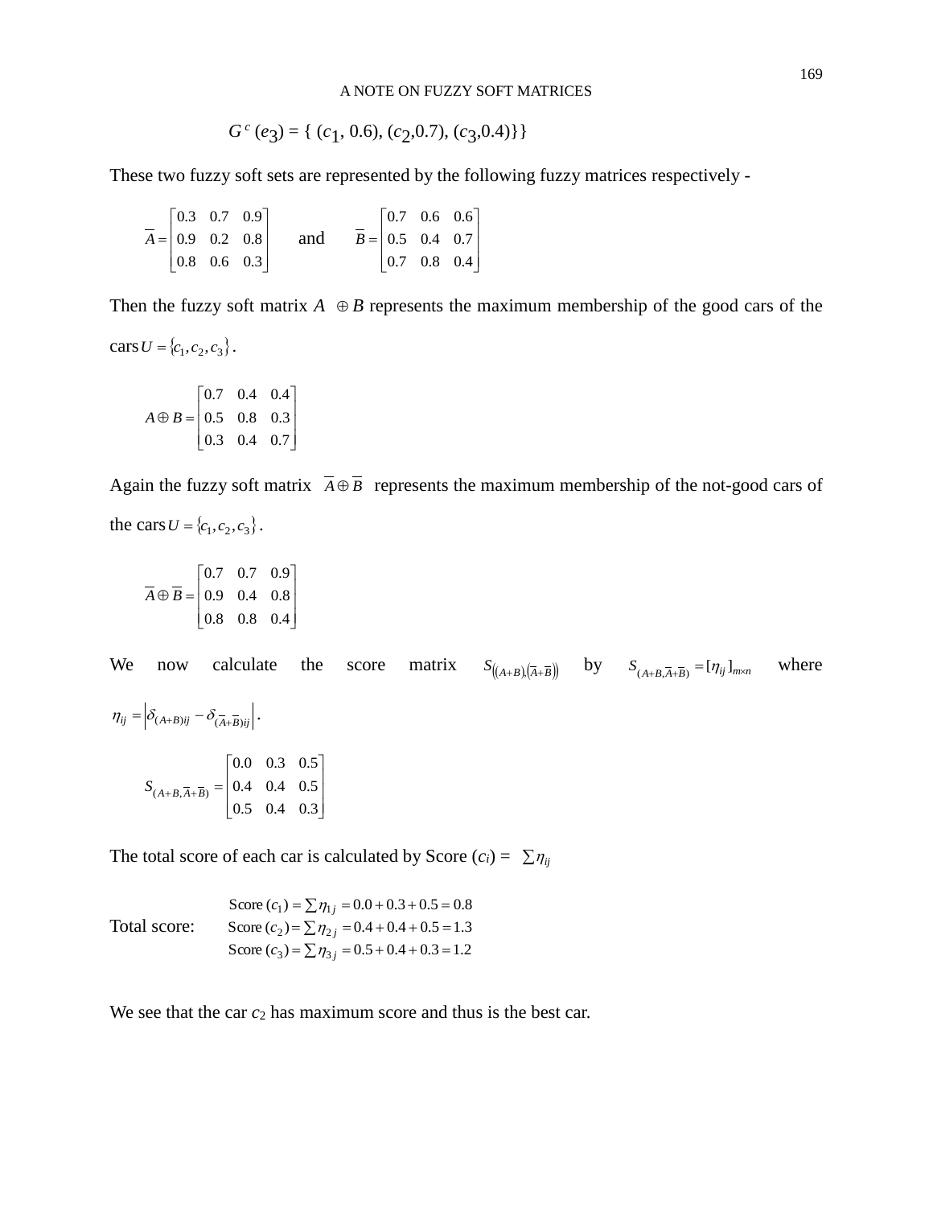$$G^c(e_3) = \{ (c_1, 0.6), (c_2,0.7), (c_3,0.4)\}\}$$

These two fuzzy soft sets are represented by the following fuzzy matrices respectively -

$$\overline{A} = \begin{bmatrix} 0.3 & 0.7 & 0.9 \\ 0.9 & 0.2 & 0.8 \\ 0.8 & 0.6 & 0.3 \end{bmatrix} \quad \text{and} \quad \overline{B} = \begin{bmatrix} 0.7 & 0.6 & 0.6 \\ 0.5 & 0.4 & 0.7 \\ 0.7 & 0.8 & 0.4 \end{bmatrix}$$

Then the fuzzy soft matrix $A \oplus B$ represents the maximum membership of the good cars of the cars $U = \{c_1, c_2, c_3\}$.

$$A \oplus B = \begin{bmatrix} 0.7 & 0.4 & 0.4 \\ 0.5 & 0.8 & 0.3 \\ 0.3 & 0.4 & 0.7 \end{bmatrix}$$

Again the fuzzy soft matrix $\overline{A} \oplus \overline{B}$ represents the maximum membership of the not-good cars of the cars $U = \{c_1, c_2, c_3\}$.

$$\overline{A} \oplus \overline{B} = \begin{bmatrix} 0.7 & 0.7 & 0.9 \\ 0.9 & 0.4 & 0.8 \\ 0.8 & 0.8 & 0.4 \end{bmatrix}$$

We now calculate the score matrix $S_{((A+B),(\overline{A}+\overline{B}))}$ by $S_{(A+B,\overline{A}+\overline{B})} = [\eta_{ij}]_{m \times n}$ where $\eta_{ij} = \left| \delta_{(A+B)ij} - \delta_{(\overline{A}+\overline{B})ij} \right|$.

$$S_{(A+B,\overline{A}+\overline{B})} = \begin{bmatrix} 0.0 & 0.3 & 0.5 \\ 0.4 & 0.4 & 0.5 \\ 0.5 & 0.4 & 0.3 \end{bmatrix}$$

The total score of each car is calculated by Score $(c_i) = \sum \eta_{ij}$

Total score:

$$\text{Score}(c_1) = \sum \eta_{1j} = 0.0 + 0.3 + 0.5 = 0.8$$
$$\text{Score}(c_2) = \sum \eta_{2j} = 0.4 + 0.4 + 0.5 = 1.3$$
$$\text{Score}(c_3) = \sum \eta_{3j} = 0.5 + 0.4 + 0.3 = 1.2$$

We see that the car $c_2$ has maximum score and thus is the best car.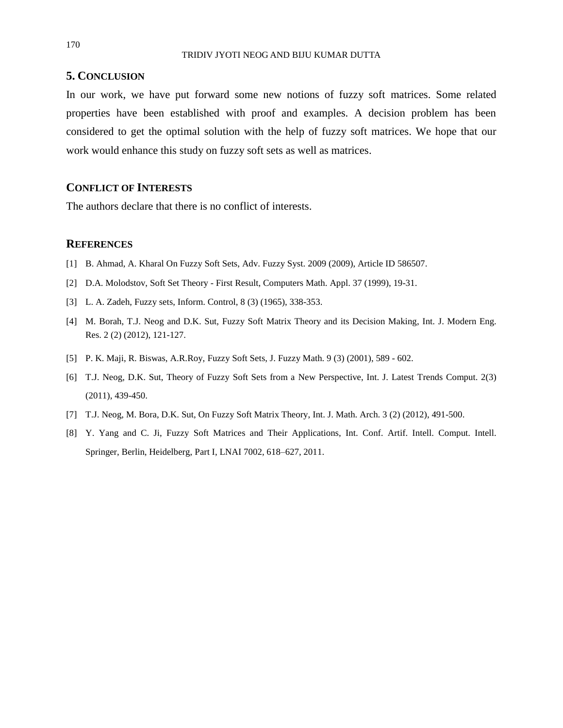## 5. CONCLUSION

In our work, we have put forward some new notions of fuzzy soft matrices. Some related properties have been established with proof and examples. A decision problem has been considered to get the optimal solution with the help of fuzzy soft matrices. We hope that our work would enhance this study on fuzzy soft sets as well as matrices.

## CONFLICT OF INTERESTS

The authors declare that there is no conflict of interests.

## REFERENCES

[1] B. Ahmad, A. Kharal On Fuzzy Soft Sets, Adv. Fuzzy Syst. 2009 (2009), Article ID 586507.

[2] D.A. Molodstov, Soft Set Theory - First Result, Computers Math. Appl. 37 (1999), 19-31.

[3] L. A. Zadeh, Fuzzy sets, Inform. Control, 8 (3) (1965), 338-353.

[4] M. Borah, T.J. Neog and D.K. Sut, Fuzzy Soft Matrix Theory and its Decision Making, Int. J. Modern Eng. Res. 2 (2) (2012), 121-127.

[5] P. K. Maji, R. Biswas, A.R.Roy, Fuzzy Soft Sets, J. Fuzzy Math. 9 (3) (2001), 589 - 602.

[6] T.J. Neog, D.K. Sut, Theory of Fuzzy Soft Sets from a New Perspective, Int. J. Latest Trends Comput. 2(3) (2011), 439-450.

[7] T.J. Neog, M. Bora, D.K. Sut, On Fuzzy Soft Matrix Theory, Int. J. Math. Arch. 3 (2) (2012), 491-500.

[8] Y. Yang and C. Ji, Fuzzy Soft Matrices and Their Applications, Int. Conf. Artif. Intell. Comput. Intell. Springer, Berlin, Heidelberg, Part I, LNAI 7002, 618–627, 2011.